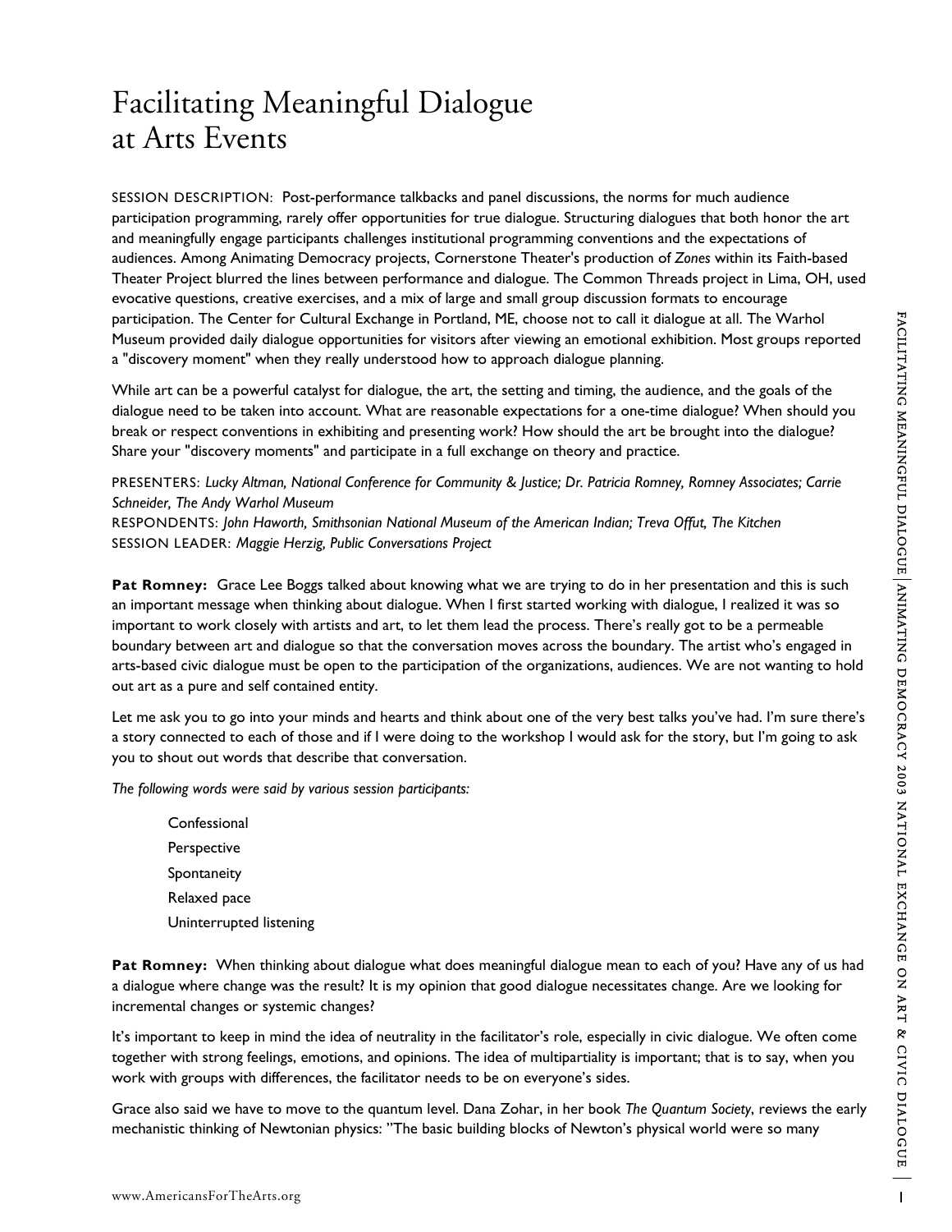# Facilitating Meaningful Dialogue at Arts Events

SESSION DESCRIPTION: Post-performance talkbacks and panel discussions, the norms for much audience participation programming, rarely offer opportunities for true dialogue. Structuring dialogues that both honor the art and meaningfully engage participants challenges institutional programming conventions and the expectations of audiences. Among Animating Democracy projects, Cornerstone Theater's production of *Zones* within its Faith-based Theater Project blurred the lines between performance and dialogue. The Common Threads project in Lima, OH, used evocative questions, creative exercises, and a mix of large and small group discussion formats to encourage participation. The Center for Cultural Exchange in Portland, ME, choose not to call it dialogue at all. The Warhol Museum provided daily dialogue opportunities for visitors after viewing an emotional exhibition. Most groups reported a "discovery moment" when they really understood how to approach dialogue planning.

While art can be a powerful catalyst for dialogue, the art, the setting and timing, the audience, and the goals of the dialogue need to be taken into account. What are reasonable expectations for a one-time dialogue? When should you break or respect conventions in exhibiting and presenting work? How should the art be brought into the dialogue? Share your "discovery moments" and participate in a full exchange on theory and practice.

PRESENTERS: *Lucky Altman, National Conference for Community & Justice; Dr. Patricia Romney, Romney Associates; Carrie Schneider, The Andy Warhol Museum*
RESPONDENTS: *John Haworth, Smithsonian National Museum of the American Indian; Treva Offut, The Kitchen*
SESSION LEADER: *Maggie Herzig, Public Conversations Project*

**Pat Romney:** Grace Lee Boggs talked about knowing what we are trying to do in her presentation and this is such an important message when thinking about dialogue. When I first started working with dialogue, I realized it was so important to work closely with artists and art, to let them lead the process. There's really got to be a permeable boundary between art and dialogue so that the conversation moves across the boundary. The artist who's engaged in arts-based civic dialogue must be open to the participation of the organizations, audiences. We are not wanting to hold out art as a pure and self contained entity.

Let me ask you to go into your minds and hearts and think about one of the very best talks you've had. I'm sure there's a story connected to each of those and if I were doing to the workshop I would ask for the story, but I'm going to ask you to shout out words that describe that conversation.

*The following words were said by various session participants:*

Confessional
Perspective
Spontaneity
Relaxed pace
Uninterrupted listening

**Pat Romney:** When thinking about dialogue what does meaningful dialogue mean to each of you? Have any of us had a dialogue where change was the result? It is my opinion that good dialogue necessitates change. Are we looking for incremental changes or systemic changes?

It's important to keep in mind the idea of neutrality in the facilitator's role, especially in civic dialogue. We often come together with strong feelings, emotions, and opinions. The idea of multipartiality is important; that is to say, when you work with groups with differences, the facilitator needs to be on everyone's sides.

Grace also said we have to move to the quantum level. Dana Zohar, in her book *The Quantum Society*, reviews the early mechanistic thinking of Newtonian physics: "The basic building blocks of Newton's physical world were so many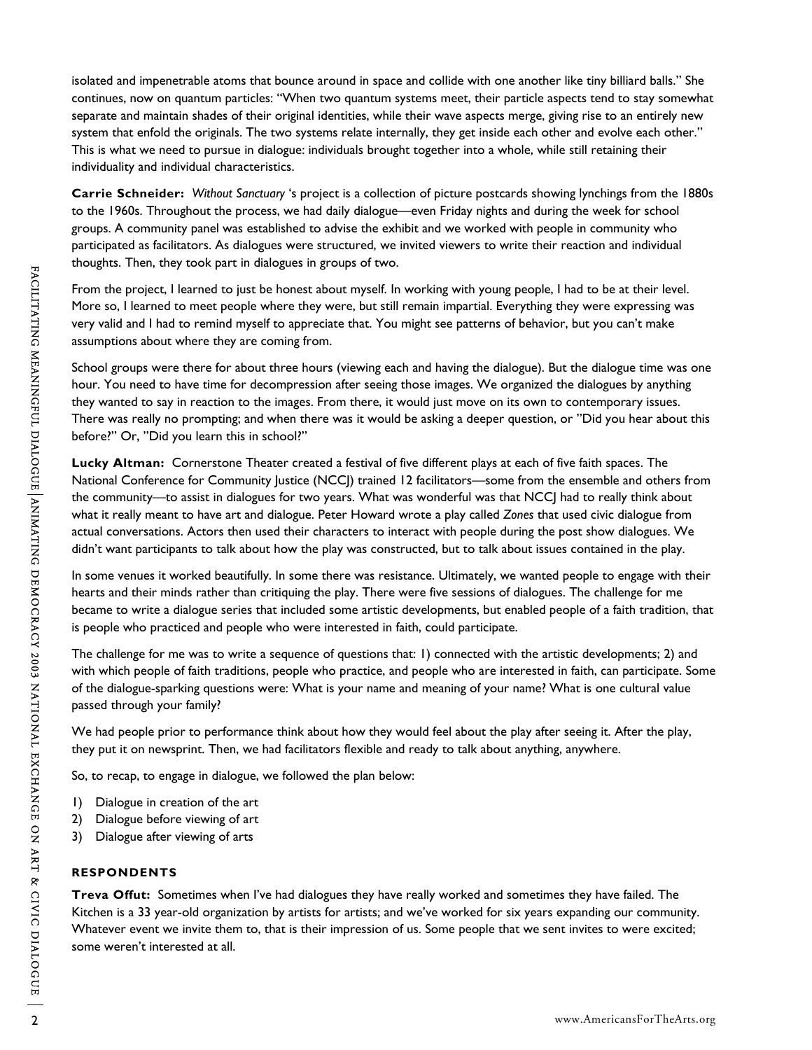isolated and impenetrable atoms that bounce around in space and collide with one another like tiny billiard balls." She continues, now on quantum particles: "When two quantum systems meet, their particle aspects tend to stay somewhat separate and maintain shades of their original identities, while their wave aspects merge, giving rise to an entirely new system that enfold the originals. The two systems relate internally, they get inside each other and evolve each other." This is what we need to pursue in dialogue: individuals brought together into a whole, while still retaining their individuality and individual characteristics.

**Carrie Schneider:** *Without Sanctuary* 's project is a collection of picture postcards showing lynchings from the 1880s to the 1960s. Throughout the process, we had daily dialogue—even Friday nights and during the week for school groups. A community panel was established to advise the exhibit and we worked with people in community who participated as facilitators. As dialogues were structured, we invited viewers to write their reaction and individual thoughts. Then, they took part in dialogues in groups of two.

From the project, I learned to just be honest about myself. In working with young people, I had to be at their level. More so, I learned to meet people where they were, but still remain impartial. Everything they were expressing was very valid and I had to remind myself to appreciate that. You might see patterns of behavior, but you can't make assumptions about where they are coming from.

School groups were there for about three hours (viewing each and having the dialogue). But the dialogue time was one hour. You need to have time for decompression after seeing those images. We organized the dialogues by anything they wanted to say in reaction to the images. From there, it would just move on its own to contemporary issues. There was really no prompting; and when there was it would be asking a deeper question, or "Did you hear about this before?" Or, "Did you learn this in school?"

**Lucky Altman:** Cornerstone Theater created a festival of five different plays at each of five faith spaces. The National Conference for Community Justice (NCCJ) trained 12 facilitators—some from the ensemble and others from the community—to assist in dialogues for two years. What was wonderful was that NCCJ had to really think about what it really meant to have art and dialogue. Peter Howard wrote a play called *Zones* that used civic dialogue from actual conversations. Actors then used their characters to interact with people during the post show dialogues. We didn't want participants to talk about how the play was constructed, but to talk about issues contained in the play.

In some venues it worked beautifully. In some there was resistance. Ultimately, we wanted people to engage with their hearts and their minds rather than critiquing the play. There were five sessions of dialogues. The challenge for me became to write a dialogue series that included some artistic developments, but enabled people of a faith tradition, that is people who practiced and people who were interested in faith, could participate.

The challenge for me was to write a sequence of questions that: 1) connected with the artistic developments; 2) and with which people of faith traditions, people who practice, and people who are interested in faith, can participate. Some of the dialogue-sparking questions were: What is your name and meaning of your name? What is one cultural value passed through your family?

We had people prior to performance think about how they would feel about the play after seeing it. After the play, they put it on newsprint. Then, we had facilitators flexible and ready to talk about anything, anywhere.

So, to recap, to engage in dialogue, we followed the plan below:

1) Dialogue in creation of the art
2) Dialogue before viewing of art
3) Dialogue after viewing of arts

### RESPONDENTS

**Treva Offut:** Sometimes when I've had dialogues they have really worked and sometimes they have failed. The Kitchen is a 33 year-old organization by artists for artists; and we've worked for six years expanding our community. Whatever event we invite them to, that is their impression of us. Some people that we sent invites to were excited; some weren't interested at all.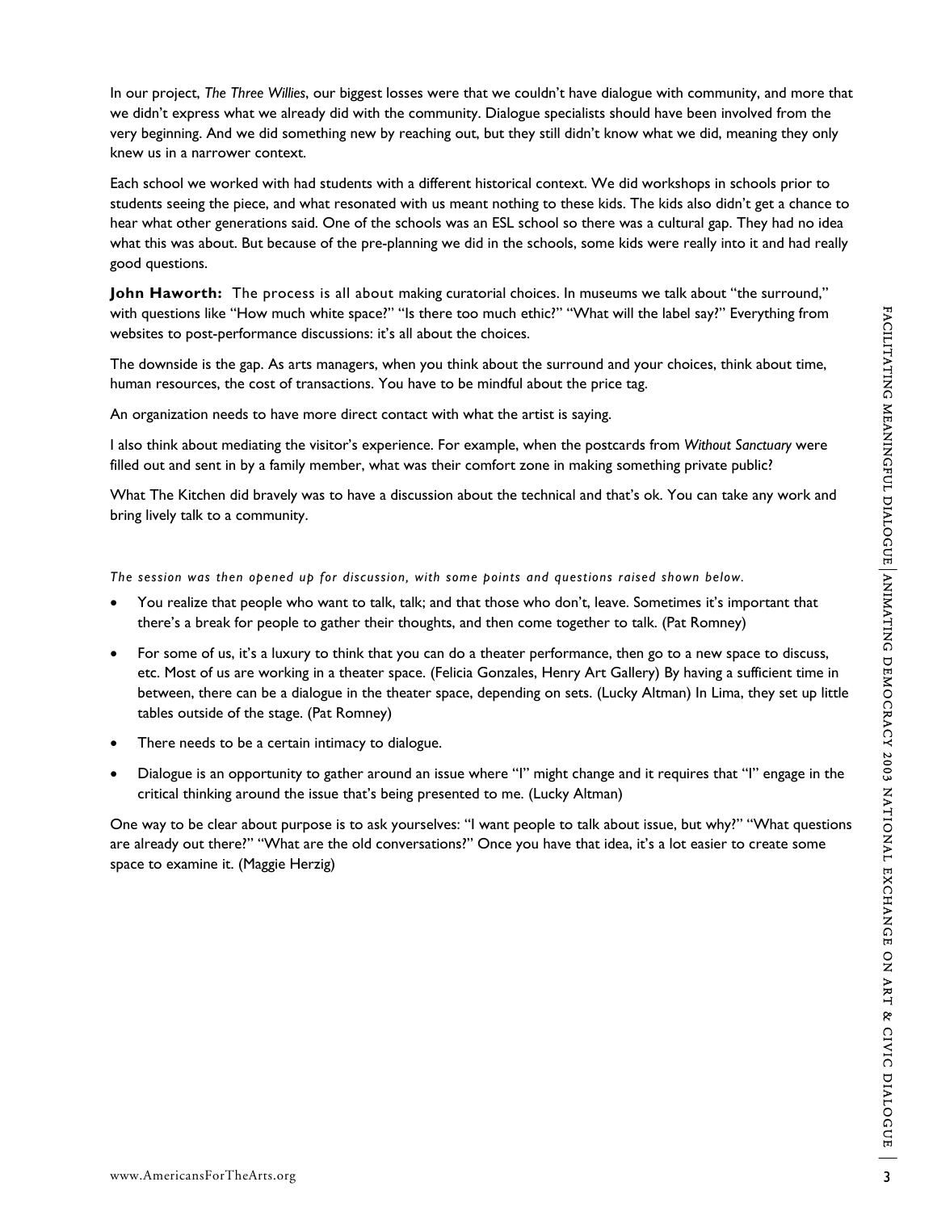In our project, *The Three Willies*, our biggest losses were that we couldn't have dialogue with community, and more that we didn't express what we already did with the community. Dialogue specialists should have been involved from the very beginning. And we did something new by reaching out, but they still didn't know what we did, meaning they only knew us in a narrower context.

Each school we worked with had students with a different historical context. We did workshops in schools prior to students seeing the piece, and what resonated with us meant nothing to these kids. The kids also didn't get a chance to hear what other generations said. One of the schools was an ESL school so there was a cultural gap. They had no idea what this was about. But because of the pre-planning we did in the schools, some kids were really into it and had really good questions.

**John Haworth:** The process is all about making curatorial choices. In museums we talk about "the surround," with questions like "How much white space?" "Is there too much ethic?" "What will the label say?" Everything from websites to post-performance discussions: it's all about the choices.

The downside is the gap. As arts managers, when you think about the surround and your choices, think about time, human resources, the cost of transactions. You have to be mindful about the price tag.

An organization needs to have more direct contact with what the artist is saying.

I also think about mediating the visitor's experience. For example, when the postcards from *Without Sanctuary* were filled out and sent in by a family member, what was their comfort zone in making something private public?

What The Kitchen did bravely was to have a discussion about the technical and that's ok. You can take any work and bring lively talk to a community.

*The session was then opened up for discussion, with some points and questions raised shown below.*

- You realize that people who want to talk, talk; and that those who don't, leave. Sometimes it's important that there's a break for people to gather their thoughts, and then come together to talk. (Pat Romney)
- For some of us, it's a luxury to think that you can do a theater performance, then go to a new space to discuss, etc. Most of us are working in a theater space. (Felicia Gonzales, Henry Art Gallery) By having a sufficient time in between, there can be a dialogue in the theater space, depending on sets. (Lucky Altman) In Lima, they set up little tables outside of the stage. (Pat Romney)
- There needs to be a certain intimacy to dialogue.
- Dialogue is an opportunity to gather around an issue where "I" might change and it requires that "I" engage in the critical thinking around the issue that's being presented to me. (Lucky Altman)

One way to be clear about purpose is to ask yourselves: "I want people to talk about issue, but why?" "What questions are already out there?" "What are the old conversations?" Once you have that idea, it's a lot easier to create some space to examine it. (Maggie Herzig)